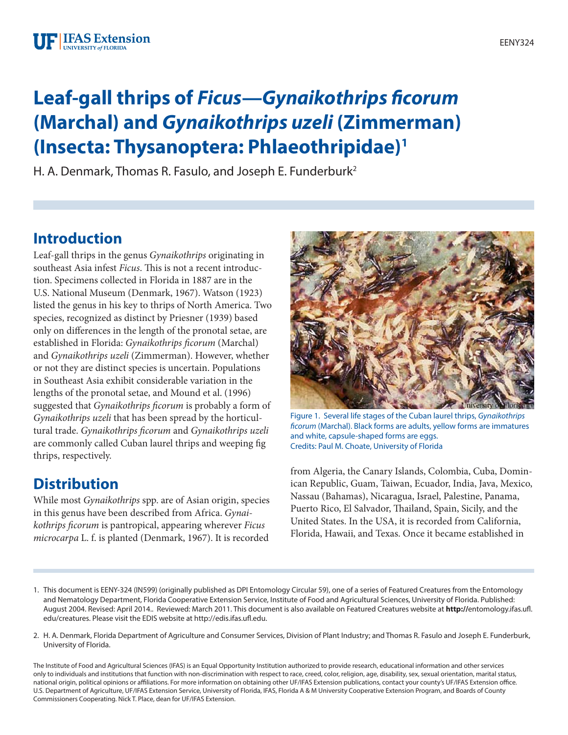# Leaf-gall thrips of *Ficus—Gynaikothrips ficorum* (Marchal) and *Gynaikothrips uzeli* (Zimmerman) (Insecta: Thysanoptera: Phlaeothripidae)[1]

H. A. Denmark, Thomas R. Fasulo, and Joseph E. Funderburk[2]

## Introduction

Leaf-gall thrips in the genus *Gynaikothrips* originating in southeast Asia infest *Ficus*. This is not a recent introduction. Specimens collected in Florida in 1887 are in the U.S. National Museum (Denmark, 1967). Watson (1923) listed the genus in his key to thrips of North America. Two species, recognized as distinct by Priesner (1939) based only on differences in the length of the pronotal setae, are established in Florida: *Gynaikothrips ficorum* (Marchal) and *Gynaikothrips uzeli* (Zimmerman). However, whether or not they are distinct species is uncertain. Populations in Southeast Asia exhibit considerable variation in the lengths of the pronotal setae, and Mound et al. (1996) suggested that *Gynaikothrips ficorum* is probably a form of *Gynaikothrips uzeli* that has been spread by the horticultural trade. *Gynaikothrips ficorum* and *Gynaikothrips uzeli* are commonly called Cuban laurel thrips and weeping fig thrips, respectively.

Figure 1. Several life stages of the Cuban laurel thrips, *Gynaikothrips ficorum* (Marchal). Black forms are adults, yellow forms are immatures and white, capsule-shaped forms are eggs.
Credits: Paul M. Choate, University of Florida

## Distribution

While most *Gynaikothrips* spp. are of Asian origin, species in this genus have been described from Africa. *Gynaikothrips ficorum* is pantropical, appearing wherever *Ficus microcarpa* L. f. is planted (Denmark, 1967). It is recorded from Algeria, the Canary Islands, Colombia, Cuba, Dominican Republic, Guam, Taiwan, Ecuador, India, Java, Mexico, Nassau (Bahamas), Nicaragua, Israel, Palestine, Panama, Puerto Rico, El Salvador, Thailand, Spain, Sicily, and the United States. In the USA, it is recorded from California, Florida, Hawaii, and Texas. Once it became established in

---

1. This document is EENY-324 (IN599) (originally published as DPI Entomology Circular 59), one of a series of Featured Creatures from the Entomology and Nematology Department, Florida Cooperative Extension Service, Institute of Food and Agricultural Sciences, University of Florida. Published: August 2004. Revised: April 2014.. Reviewed: March 2011. This document is also available on Featured Creatures website at **http://**entomology.ifas.ufl.edu/creatures. Please visit the EDIS website at http://edis.ifas.ufl.edu.

2. H. A. Denmark, Florida Department of Agriculture and Consumer Services, Division of Plant Industry; and Thomas R. Fasulo and Joseph E. Funderburk, University of Florida.

The Institute of Food and Agricultural Sciences (IFAS) is an Equal Opportunity Institution authorized to provide research, educational information and other services only to individuals and institutions that function with non-discrimination with respect to race, creed, color, religion, age, disability, sex, sexual orientation, marital status, national origin, political opinions or affiliations. For more information on obtaining other UF/IFAS Extension publications, contact your county's UF/IFAS Extension office. U.S. Department of Agriculture, UF/IFAS Extension Service, University of Florida, IFAS, Florida A & M University Cooperative Extension Program, and Boards of County Commissioners Cooperating. Nick T. Place, dean for UF/IFAS Extension.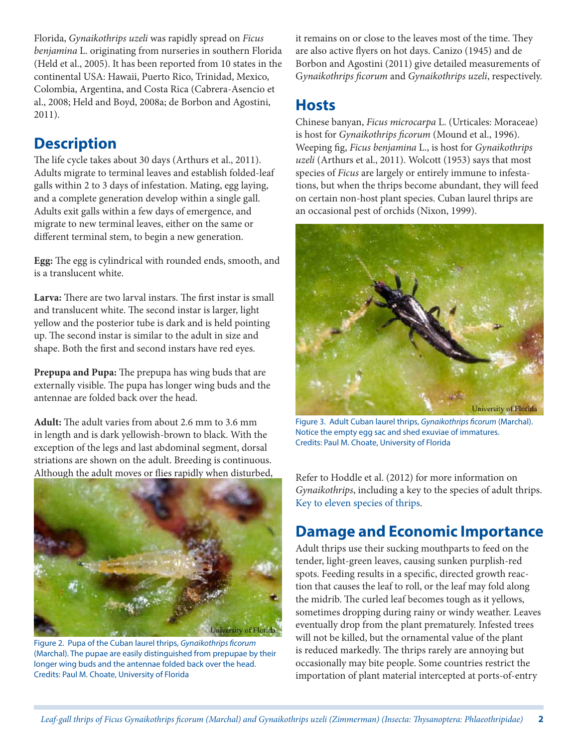Florida, *Gynaikothrips uzeli* was rapidly spread on *Ficus benjamina* L. originating from nurseries in southern Florida (Held et al., 2005). It has been reported from 10 states in the continental USA: Hawaii, Puerto Rico, Trinidad, Mexico, Colombia, Argentina, and Costa Rica (Cabrera-Asencio et al., 2008; Held and Boyd, 2008a; de Borbon and Agostini, 2011).

## Description

The life cycle takes about 30 days (Arthurs et al., 2011). Adults migrate to terminal leaves and establish folded-leaf galls within 2 to 3 days of infestation. Mating, egg laying, and a complete generation develop within a single gall. Adults exit galls within a few days of emergence, and migrate to new terminal leaves, either on the same or different terminal stem, to begin a new generation.

**Egg:** The egg is cylindrical with rounded ends, smooth, and is a translucent white.

**Larva:** There are two larval instars. The first instar is small and translucent white. The second instar is larger, light yellow and the posterior tube is dark and is held pointing up. The second instar is similar to the adult in size and shape. Both the first and second instars have red eyes.

**Prepupa and Pupa:** The prepupa has wing buds that are externally visible. The pupa has longer wing buds and the antennae are folded back over the head.

**Adult:** The adult varies from about 2.6 mm to 3.6 mm in length and is dark yellowish-brown to black. With the exception of the legs and last abdominal segment, dorsal striations are shown on the adult. Breeding is continuous. Although the adult moves or flies rapidly when disturbed, it remains on or close to the leaves most of the time. They are also active flyers on hot days. Canizo (1945) and de Borbon and Agostini (2011) give detailed measurements of *Gynaikothrips ficorum* and *Gynaikothrips uzeli*, respectively.

Figure 2. Pupa of the Cuban laurel thrips, *Gynaikothrips ficorum* (Marchal). The pupae are easily distinguished from prepupae by their longer wing buds and the antennae folded back over the head.
Credits: Paul M. Choate, University of Florida

## Hosts

Chinese banyan, *Ficus microcarpa* L. (Urticales: Moraceae) is host for *Gynaikothrips ficorum* (Mound et al., 1996). Weeping fig, *Ficus benjamina* L., is host for *Gynaikothrips uzeli* (Arthurs et al., 2011). Wolcott (1953) says that most species of *Ficus* are largely or entirely immune to infestations, but when the thrips become abundant, they will feed on certain non-host plant species. Cuban laurel thrips are an occasional pest of orchids (Nixon, 1999).

Figure 3. Adult Cuban laurel thrips, *Gynaikothrips ficorum* (Marchal). Notice the empty egg sac and shed exuviae of immatures.
Credits: Paul M. Choate, University of Florida

Refer to Hoddle et al. (2012) for more information on *Gynaikothrips*, including a key to the species of adult thrips. Key to eleven species of thrips.

## Damage and Economic Importance

Adult thrips use their sucking mouthparts to feed on the tender, light-green leaves, causing sunken purplish-red spots. Feeding results in a specific, directed growth reaction that causes the leaf to roll, or the leaf may fold along the midrib. The curled leaf becomes tough as it yellows, sometimes dropping during rainy or windy weather. Leaves eventually drop from the plant prematurely. Infested trees will not be killed, but the ornamental value of the plant is reduced markedly. The thrips rarely are annoying but occasionally may bite people. Some countries restrict the importation of plant material intercepted at ports-of-entry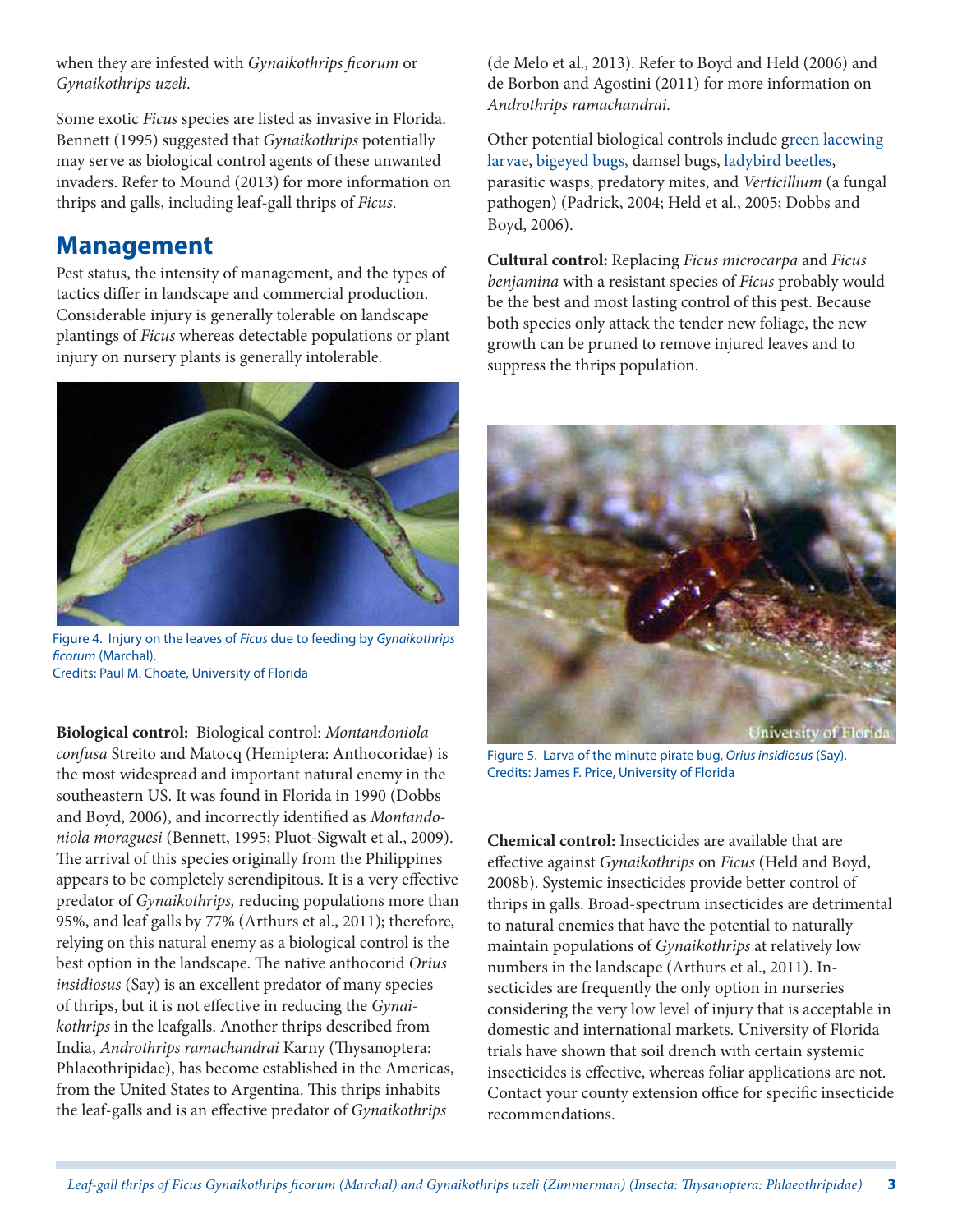when they are infested with *Gynaikothrips ficorum* or *Gynaikothrips uzeli*.

Some exotic *Ficus* species are listed as invasive in Florida. Bennett (1995) suggested that *Gynaikothrips* potentially may serve as biological control agents of these unwanted invaders. Refer to Mound (2013) for more information on thrips and galls, including leaf-gall thrips of *Ficus*.

## Management

Pest status, the intensity of management, and the types of tactics differ in landscape and commercial production. Considerable injury is generally tolerable on landscape plantings of *Ficus* whereas detectable populations or plant injury on nursery plants is generally intolerable.

Figure 4. Injury on the leaves of *Ficus* due to feeding by *Gynaikothrips ficorum* (Marchal).
Credits: Paul M. Choate, University of Florida

**Biological control:** Biological control: *Montandoniola confusa* Streito and Matocq (Hemiptera: Anthocoridae) is the most widespread and important natural enemy in the southeastern US. It was found in Florida in 1990 (Dobbs and Boyd, 2006), and incorrectly identified as *Montandoniola moraguesi* (Bennett, 1995; Pluot-Sigwalt et al., 2009). The arrival of this species originally from the Philippines appears to be completely serendipitous. It is a very effective predator of *Gynaikothrips,* reducing populations more than 95%, and leaf galls by 77% (Arthurs et al., 2011); therefore, relying on this natural enemy as a biological control is the best option in the landscape. The native anthocorid *Orius insidiosus* (Say) is an excellent predator of many species of thrips, but it is not effective in reducing the *Gynaikothrips* in the leafgalls. Another thrips described from India, *Androthrips ramachandrai* Karny (Thysanoptera: Phlaeothripidae), has become established in the Americas, from the United States to Argentina. This thrips inhabits the leaf-galls and is an effective predator of *Gynaikothrips* (de Melo et al., 2013). Refer to Boyd and Held (2006) and de Borbon and Agostini (2011) for more information on *Androthrips ramachandrai.*

Other potential biological controls include green lacewing larvae, bigeyed bugs, damsel bugs, ladybird beetles, parasitic wasps, predatory mites, and *Verticillium* (a fungal pathogen) (Padrick, 2004; Held et al., 2005; Dobbs and Boyd, 2006).

**Cultural control:** Replacing *Ficus microcarpa* and *Ficus benjamina* with a resistant species of *Ficus* probably would be the best and most lasting control of this pest. Because both species only attack the tender new foliage, the new growth can be pruned to remove injured leaves and to suppress the thrips population.

Figure 5. Larva of the minute pirate bug, *Orius insidiosus* (Say).
Credits: James F. Price, University of Florida

**Chemical control:** Insecticides are available that are effective against *Gynaikothrips* on *Ficus* (Held and Boyd, 2008b). Systemic insecticides provide better control of thrips in galls. Broad-spectrum insecticides are detrimental to natural enemies that have the potential to naturally maintain populations of *Gynaikothrips* at relatively low numbers in the landscape (Arthurs et al., 2011). Insecticides are frequently the only option in nurseries considering the very low level of injury that is acceptable in domestic and international markets. University of Florida trials have shown that soil drench with certain systemic insecticides is effective, whereas foliar applications are not. Contact your county extension office for specific insecticide recommendations.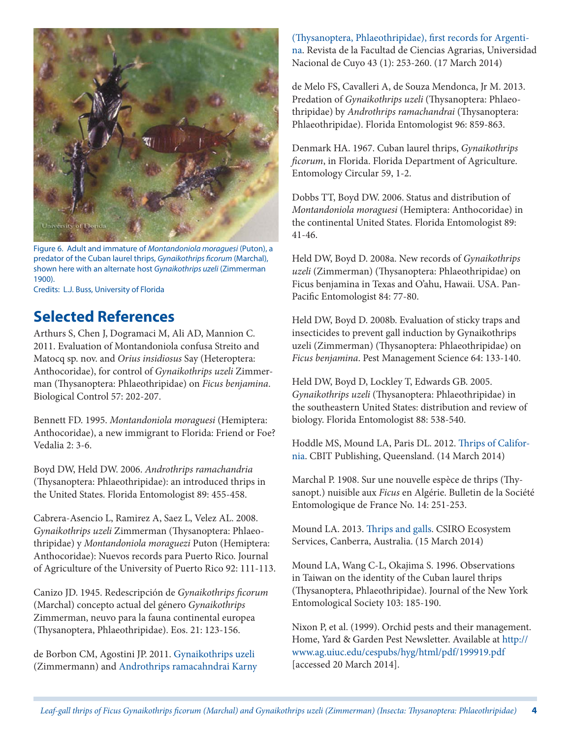Figure 6. Adult and immature of *Montandoniola moraguesi* (Puton), a predator of the Cuban laurel thrips, *Gynaikothrips ficorum* (Marchal), shown here with an alternate host *Gynaikothrips uzeli* (Zimmerman 1900).
Credits: L.J. Buss, University of Florida

## Selected References

Arthurs S, Chen J, Dogramaci M, Ali AD, Mannion C. 2011. Evaluation of Montandoniola confusa Streito and Matocq sp. nov. and *Orius insidiosus* Say (Heteroptera: Anthocoridae), for control of *Gynaikothrips uzeli* Zimmerman (Thysanoptera: Phlaeothripidae) on *Ficus benjamina*. Biological Control 57: 202-207.

Bennett FD. 1995. *Montandoniola moraguesi* (Hemiptera: Anthocoridae), a new immigrant to Florida: Friend or Foe? Vedalia 2: 3-6.

Boyd DW, Held DW. 2006. *Androthrips ramachandria* (Thysanoptera: Phlaeothripidae): an introduced thrips in the United States. Florida Entomologist 89: 455-458.

Cabrera-Asencio L, Ramirez A, Saez L, Velez AL. 2008. *Gynaikothrips uzeli* Zimmerman (Thysanoptera: Phlaeothripidae) y *Montandoniola moraguezi* Puton (Hemiptera: Anthocoridae): Nuevos records para Puerto Rico. Journal of Agriculture of the University of Puerto Rico 92: 111-113.

Canizo JD. 1945. Redescripción de *Gynaikothrips ficorum* (Marchal) concepto actual del género *Gynaikothrips* Zimmerman, neuvo para la fauna continental europea (Thysanoptera, Phlaeothripidae). Eos. 21: 123-156.

de Borbon CM, Agostini JP. 2011. Gynaikothrips uzeli (Zimmermann) and Androthrips ramacahndrai Karny (Thysanoptera, Phlaeothripidae), first records for Argentina. Revista de la Facultad de Ciencias Agrarias, Universidad Nacional de Cuyo 43 (1): 253-260. (17 March 2014)

de Melo FS, Cavalleri A, de Souza Mendonca, Jr M. 2013. Predation of *Gynaikothrips uzeli* (Thysanoptera: Phlaeothripidae) by *Androthrips ramachandrai* (Thysanoptera: Phlaeothripidae). Florida Entomologist 96: 859-863.

Denmark HA. 1967. Cuban laurel thrips, *Gynaikothrips ficorum*, in Florida. Florida Department of Agriculture. Entomology Circular 59, 1-2.

Dobbs TT, Boyd DW. 2006. Status and distribution of *Montandoniola moraguesi* (Hemiptera: Anthocoridae) in the continental United States. Florida Entomologist 89: 41-46.

Held DW, Boyd D. 2008a. New records of *Gynaikothrips uzeli* (Zimmerman) (Thysanoptera: Phlaeothripidae) on Ficus benjamina in Texas and O'ahu, Hawaii. USA. Pan-Pacific Entomologist 84: 77-80.

Held DW, Boyd D. 2008b. Evaluation of sticky traps and insecticides to prevent gall induction by Gynaikothrips uzeli (Zimmerman) (Thysanoptera: Phlaeothripidae) on *Ficus benjamina*. Pest Management Science 64: 133-140.

Held DW, Boyd D, Lockley T, Edwards GB. 2005. *Gynaikothrips uzeli* (Thysanoptera: Phlaeothripidae) in the southeastern United States: distribution and review of biology. Florida Entomologist 88: 538-540.

Hoddle MS, Mound LA, Paris DL. 2012. Thrips of California. CBIT Publishing, Queensland. (14 March 2014)

Marchal P. 1908. Sur une nouvelle espèce de thrips (Thysanopt.) nuisible aux *Ficus* en Algérie. Bulletin de la Société Entomologique de France No. 14: 251-253.

Mound LA. 2013. Thrips and galls. CSIRO Ecosystem Services, Canberra, Australia. (15 March 2014)

Mound LA, Wang C-L, Okajima S. 1996. Observations in Taiwan on the identity of the Cuban laurel thrips (Thysanoptera, Phlaeothripidae). Journal of the New York Entomological Society 103: 185-190.

Nixon P, et al. (1999). Orchid pests and their management. Home, Yard & Garden Pest Newsletter. Available at http://www.ag.uiuc.edu/cespubs/hyg/html/pdf/199919.pdf [accessed 20 March 2014].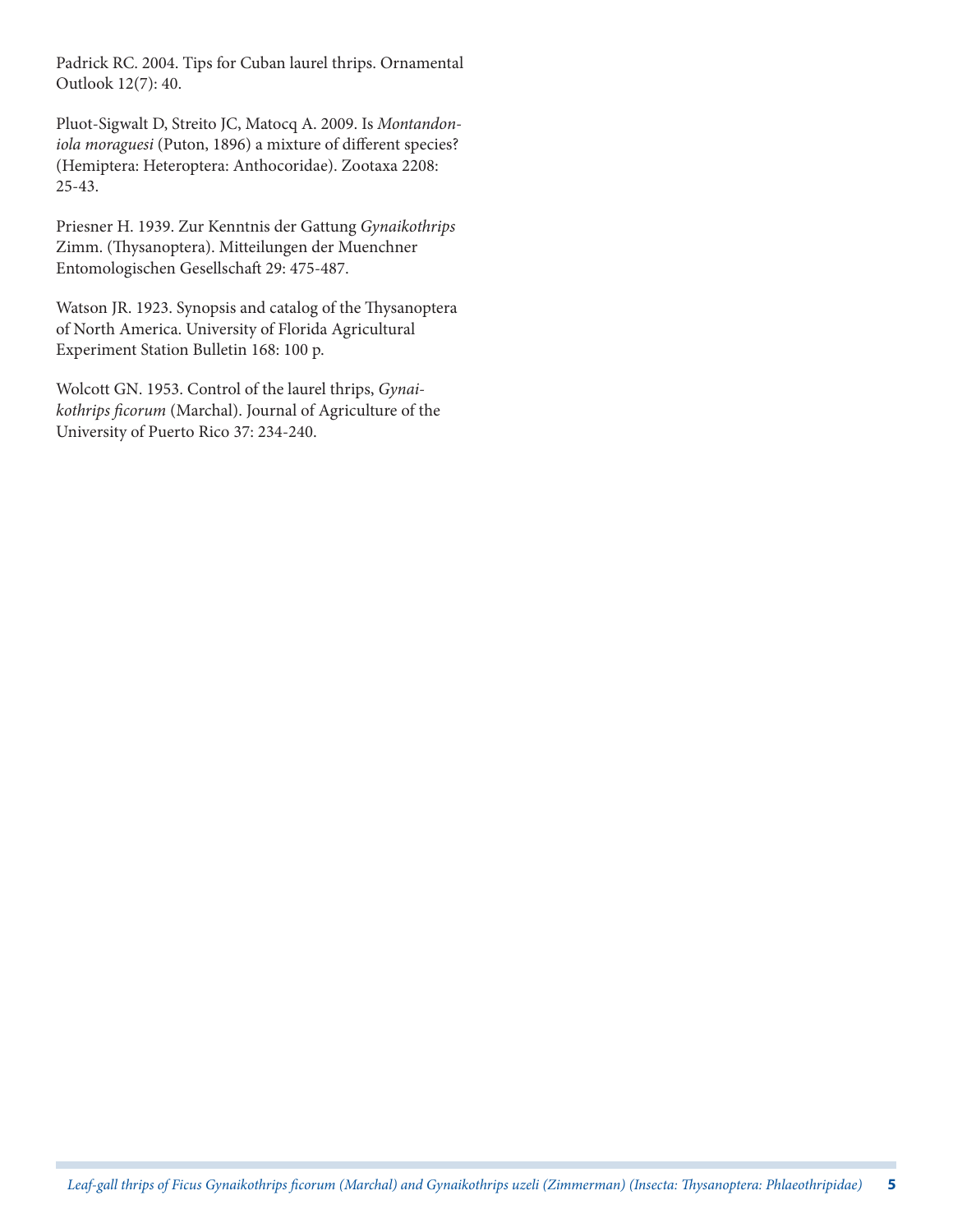Padrick RC. 2004. Tips for Cuban laurel thrips. Ornamental Outlook 12(7): 40.

Pluot-Sigwalt D, Streito JC, Matocq A. 2009. Is *Montandoniola moraguesi* (Puton, 1896) a mixture of different species? (Hemiptera: Heteroptera: Anthocoridae). Zootaxa 2208: 25-43.

Priesner H. 1939. Zur Kenntnis der Gattung *Gynaikothrips* Zimm. (Thysanoptera). Mitteilungen der Muenchner Entomologischen Gesellschaft 29: 475-487.

Watson JR. 1923. Synopsis and catalog of the Thysanoptera of North America. University of Florida Agricultural Experiment Station Bulletin 168: 100 p.

Wolcott GN. 1953. Control of the laurel thrips, *Gynaikothrips ficorum* (Marchal). Journal of Agriculture of the University of Puerto Rico 37: 234-240.